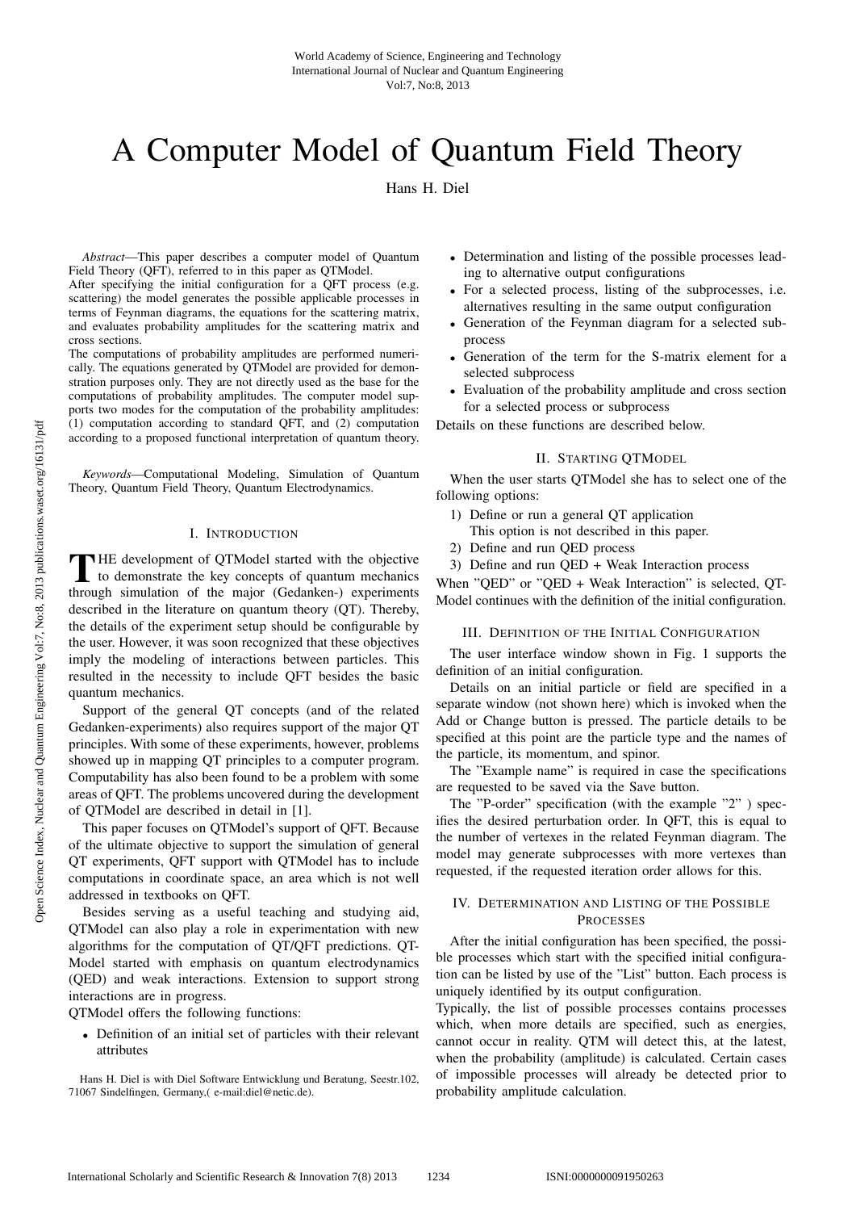# A Computer Model of Quantum Field Theory

Hans H. Diel

*Abstract*—This paper describes a computer model of Quantum Field Theory (QFT), referred to in this paper as QTModel.
After specifying the initial configuration for a QFT process (e.g. scattering) the model generates the possible applicable processes in terms of Feynman diagrams, the equations for the scattering matrix, and evaluates probability amplitudes for the scattering matrix and cross sections.
The computations of probability amplitudes are performed numerically. The equations generated by QTModel are provided for demonstration purposes only. They are not directly used as the base for the computations of probability amplitudes. The computer model supports two modes for the computation of the probability amplitudes: (1) computation according to standard QFT, and (2) computation according to a proposed functional interpretation of quantum theory.

*Keywords*—Computational Modeling, Simulation of Quantum Theory, Quantum Field Theory, Quantum Electrodynamics.

## I. Introduction

The development of QTModel started with the objective to demonstrate the key concepts of quantum mechanics through simulation of the major (Gedanken-) experiments described in the literature on quantum theory (QT). Thereby, the details of the experiment setup should be configurable by the user. However, it was soon recognized that these objectives imply the modeling of interactions between particles. This resulted in the necessity to include QFT besides the basic quantum mechanics.

Support of the general QT concepts (and of the related Gedanken-experiments) also requires support of the major QT principles. With some of these experiments, however, problems showed up in mapping QT principles to a computer program. Computability has also been found to be a problem with some areas of QFT. The problems uncovered during the development of QTModel are described in detail in [1].

This paper focuses on QTModel's support of QFT. Because of the ultimate objective to support the simulation of general QT experiments, QFT support with QTModel has to include computations in coordinate space, an area which is not well addressed in textbooks on QFT.

Besides serving as a useful teaching and studying aid, QTModel can also play a role in experimentation with new algorithms for the computation of QT/QFT predictions. QTModel started with emphasis on quantum electrodynamics (QED) and weak interactions. Extension to support strong interactions are in progress.

QTModel offers the following functions:

- Definition of an initial set of particles with their relevant attributes
- Determination and listing of the possible processes leading to alternative output configurations
- For a selected process, listing of the subprocesses, i.e. alternatives resulting in the same output configuration
- Generation of the Feynman diagram for a selected subprocess
- Generation of the term for the S-matrix element for a selected subprocess
- Evaluation of the probability amplitude and cross section for a selected process or subprocess

Details on these functions are described below.

Hans H. Diel is with Diel Software Entwicklung und Beratung, Seestr.102, 71067 Sindelfingen, Germany,( e-mail:diel@netic.de).

## II. Starting QTModel

When the user starts QTModel she has to select one of the following options:

1) Define or run a general QT application
   This option is not described in this paper.
2) Define and run QED process
3) Define and run QED + Weak Interaction process

When "QED" or "QED + Weak Interaction" is selected, QTModel continues with the definition of the initial configuration.

## III. Definition of the Initial Configuration

The user interface window shown in Fig. 1 supports the definition of an initial configuration.

Details on an initial particle or field are specified in a separate window (not shown here) which is invoked when the Add or Change button is pressed. The particle details to be specified at this point are the particle type and the names of the particle, its momentum, and spinor.

The "Example name" is required in case the specifications are requested to be saved via the Save button.

The "P-order" specification (with the example "2" ) specifies the desired perturbation order. In QFT, this is equal to the number of vertexes in the related Feynman diagram. The model may generate subprocesses with more vertexes than requested, if the requested iteration order allows for this.

## IV. Determination and Listing of the Possible Processes

After the initial configuration has been specified, the possible processes which start with the specified initial configuration can be listed by use of the "List" button. Each process is uniquely identified by its output configuration.

Typically, the list of possible processes contains processes which, when more details are specified, such as energies, cannot occur in reality. QTM will detect this, at the latest, when the probability (amplitude) is calculated. Certain cases of impossible processes will already be detected prior to probability amplitude calculation.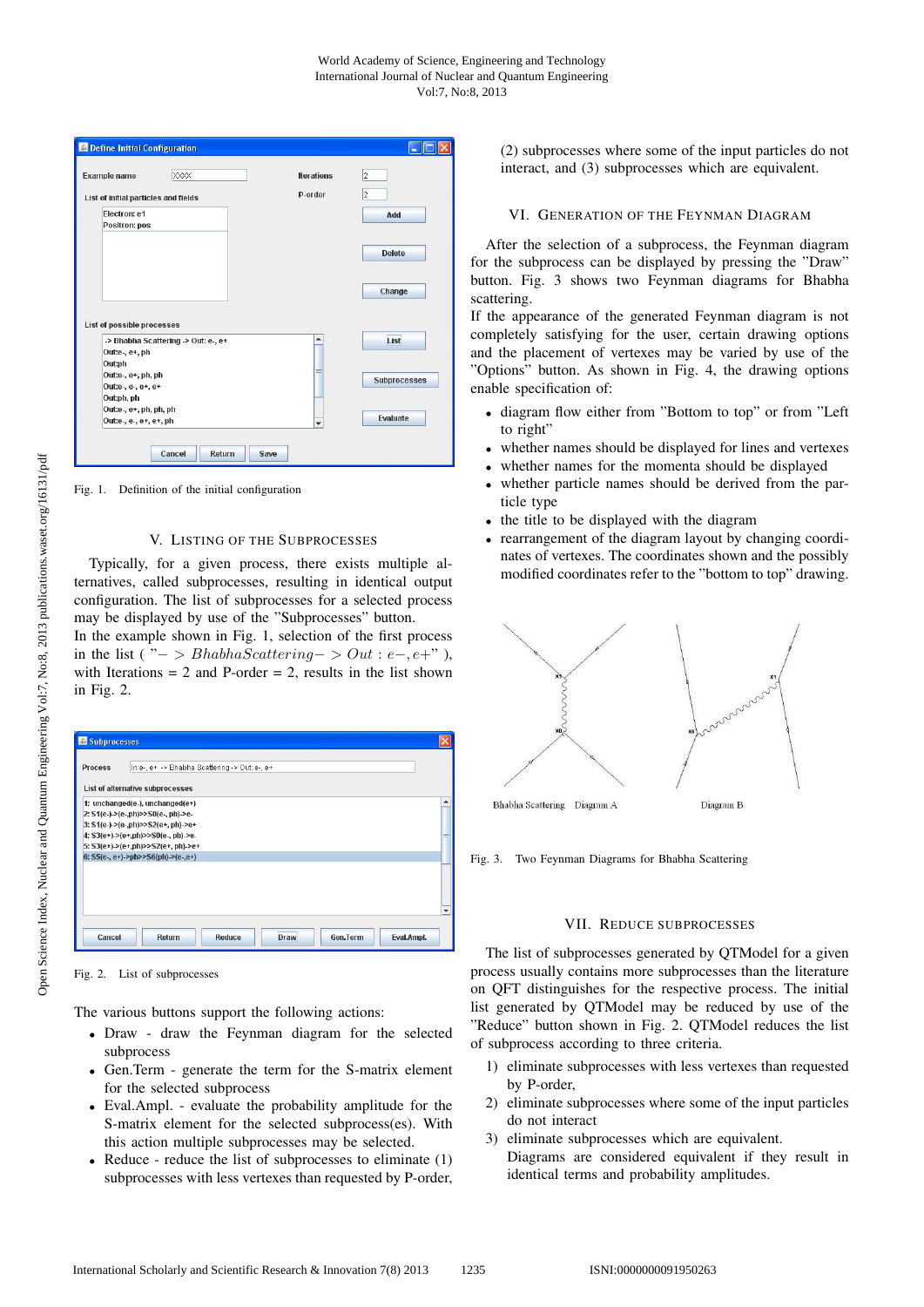Fig. 1. Definition of the initial configuration

## V. Listing of the Subprocesses

Typically, for a given process, there exists multiple alternatives, called subprocesses, resulting in identical output configuration. The list of subprocesses for a selected process may be displayed by use of the "Subprocesses" button.
In the example shown in Fig. 1, selection of the first process in the list ( $"- > BhabhaScattering- > Out : e-, e+"$ ), with Iterations = 2 and P-order = 2, results in the list shown in Fig. 2.

Fig. 2. List of subprocesses

The various buttons support the following actions:

- Draw - draw the Feynman diagram for the selected subprocess
- Gen.Term - generate the term for the S-matrix element for the selected subprocess
- Eval.Ampl. - evaluate the probability amplitude for the S-matrix element for the selected subprocess(es). With this action multiple subprocesses may be selected.
- Reduce - reduce the list of subprocesses to eliminate (1) subprocesses with less vertexes than requested by P-order, (2) subprocesses where some of the input particles do not interact, and (3) subprocesses which are equivalent.

## VI. Generation of the Feynman Diagram

After the selection of a subprocess, the Feynman diagram for the subprocess can be displayed by pressing the "Draw" button. Fig. 3 shows two Feynman diagrams for Bhabha scattering.
If the appearance of the generated Feynman diagram is not completely satisfying for the user, certain drawing options and the placement of vertexes may be varied by use of the "Options" button. As shown in Fig. 4, the drawing options enable specification of:

- diagram flow either from "Bottom to top" or from "Left to right"
- whether names should be displayed for lines and vertexes
- whether names for the momenta should be displayed
- whether particle names should be derived from the particle type
- the title to be displayed with the diagram
- rearrangement of the diagram layout by changing coordinates of vertexes. The coordinates shown and the possibly modified coordinates refer to the "bottom to top" drawing.

Fig. 3. Two Feynman Diagrams for Bhabha Scattering

## VII. Reduce Subprocesses

The list of subprocesses generated by QTModel for a given process usually contains more subprocesses than the literature on QFT distinguishes for the respective process. The initial list generated by QTModel may be reduced by use of the "Reduce" button shown in Fig. 2. QTModel reduces the list of subprocess according to three criteria.

1) eliminate subprocesses with less vertexes than requested by P-order,
2) eliminate subprocesses where some of the input particles do not interact
3) eliminate subprocesses which are equivalent.
   Diagrams are considered equivalent if they result in identical terms and probability amplitudes.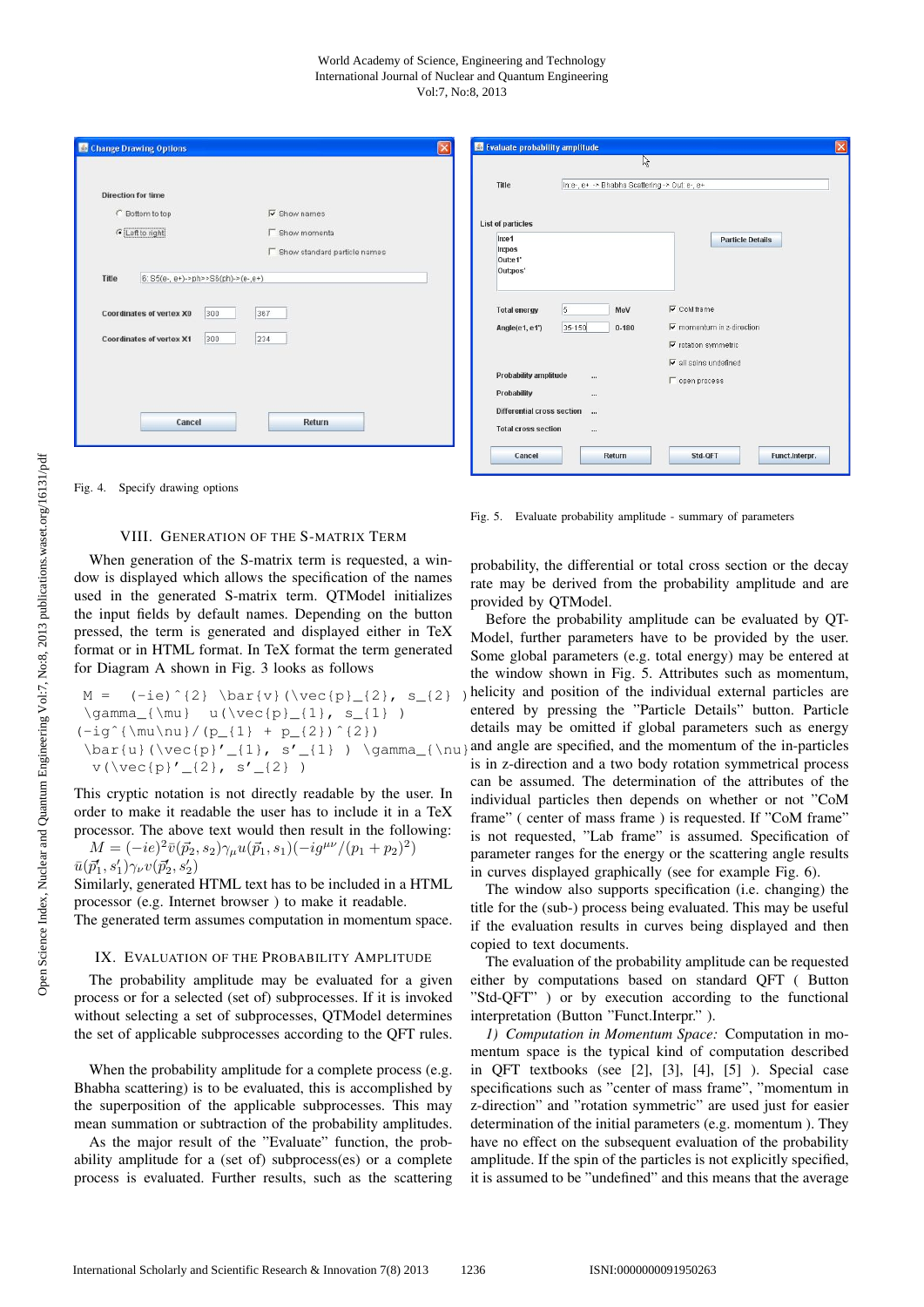Fig. 4. Specify drawing options

Fig. 5. Evaluate probability amplitude - summary of parameters

## VIII. Generation of the S-matrix Term

When generation of the S-matrix term is requested, a window is displayed which allows the specification of the names used in the generated S-matrix term. QTModel initializes the input fields by default names. Depending on the button pressed, the term is generated and displayed either in TeX format or in HTML format. In TeX format the term generated for Diagram A shown in Fig. 3 looks as follows

```
 M =   (-ie)^{2} \bar{v}(\vec{p}_{2}, s_{2} )
 \gamma_{\mu}  u(\vec{p}_{1}, s_{1} )
(-ig^{\mu\nu}/(p_{1} + p_{2})^{2})
 \bar{u}(\vec{p}'_{1}, s'_{1} ) \gamma_{\nu}
  v(\vec{p}'_{2}, s'_{2} )
```

This cryptic notation is not directly readable by the user. In order to make it readable the user has to include it in a TeX processor. The above text would then result in the following:

$M = (-ie)^2 \bar{v}(\vec{p}_2, s_2)\gamma_\mu u(\vec{p}_1, s_1)(-ig^{\mu\nu}/(p_1+p_2)^2)$
$\bar{u}(\vec{p}'_1, s'_1)\gamma_\nu v(\vec{p}'_2, s'_2)$

Similarly, generated HTML text has to be included in a HTML processor (e.g. Internet browser ) to make it readable.
The generated term assumes computation in momentum space.

## IX. Evaluation of the Probability Amplitude

The probability amplitude may be evaluated for a given process or for a selected (set of) subprocesses. If it is invoked without selecting a set of subprocesses, QTModel determines the set of applicable subprocesses according to the QFT rules.

When the probability amplitude for a complete process (e.g. Bhabha scattering) is to be evaluated, this is accomplished by the superposition of the applicable subprocesses. This may mean summation or subtraction of the probability amplitudes.

As the major result of the "Evaluate" function, the probability amplitude for a (set of) subprocess(es) or a complete process is evaluated. Further results, such as the scattering probability, the differential or total cross section or the decay rate may be derived from the probability amplitude and are provided by QTModel.

Before the probability amplitude can be evaluated by QTModel, further parameters have to be provided by the user. Some global parameters (e.g. total energy) may be entered at the window shown in Fig. 5. Attributes such as momentum, helicity and position of the individual external particles are entered by pressing the "Particle Details" button. Particle details may be omitted if global parameters such as energy and angle are specified, and the momentum of the in-particles is in z-direction and a two body rotation symmetrical process can be assumed. The determination of the attributes of the individual particles then depends on whether or not "CoM frame" ( center of mass frame ) is requested. If "CoM frame" is not requested, "Lab frame" is assumed. Specification of parameter ranges for the energy or the scattering angle results in curves displayed graphically (see for example Fig. 6).

The window also supports specification (i.e. changing) the title for the (sub-) process being evaluated. This may be useful if the evaluation results in curves being displayed and then copied to text documents.

The evaluation of the probability amplitude can be requested either by computations based on standard QFT ( Button "Std-QFT" ) or by execution according to the functional interpretation (Button "Funct.Interpr." ).

*1) Computation in Momentum Space:* Computation in momentum space is the typical kind of computation described in QFT textbooks (see [2], [3], [4], [5] ). Special case specifications such as "center of mass frame", "momentum in z-direction" and "rotation symmetric" are used just for easier determination of the initial parameters (e.g. momentum ). They have no effect on the subsequent evaluation of the probability amplitude. If the spin of the particles is not explicitly specified, it is assumed to be "undefined" and this means that the average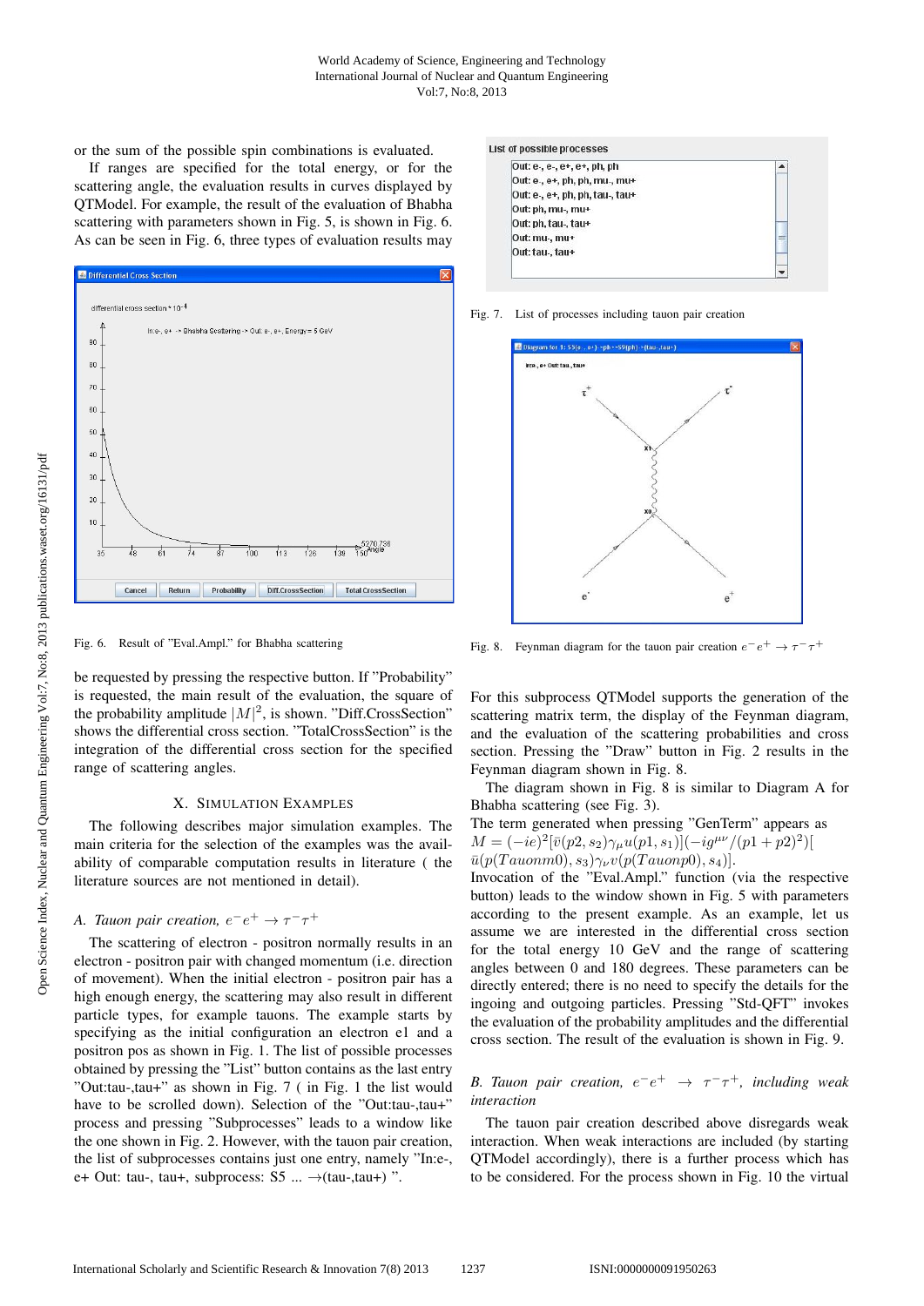or the sum of the possible spin combinations is evaluated.

If ranges are specified for the total energy, or for the scattering angle, the evaluation results in curves displayed by QTModel. For example, the result of the evaluation of Bhabha scattering with parameters shown in Fig. 5, is shown in Fig. 6. As can be seen in Fig. 6, three types of evaluation results may

Fig. 6. Result of "Eval.Ampl." for Bhabha scattering

be requested by pressing the respective button. If "Probability" is requested, the main result of the evaluation, the square of the probability amplitude $|M|^2$, is shown. "Diff.CrossSection" shows the differential cross section. "TotalCrossSection" is the integration of the differential cross section for the specified range of scattering angles.

## X. Simulation Examples

The following describes major simulation examples. The main criteria for the selection of the examples was the availability of comparable computation results in literature ( the literature sources are not mentioned in detail).

### *A. Tauon pair creation, $e^-e^+ \to \tau^-\tau^+$*

The scattering of electron - positron normally results in an electron - positron pair with changed momentum (i.e. direction of movement). When the initial electron - positron pair has a high enough energy, the scattering may also result in different particle types, for example tauons. The example starts by specifying as the initial configuration an electron e1 and a positron pos as shown in Fig. 1. The list of possible processes obtained by pressing the "List" button contains as the last entry "Out:tau-,tau+" as shown in Fig. 7 ( in Fig. 1 the list would have to be scrolled down). Selection of the "Out:tau-,tau+" process and pressing "Subprocesses" leads to a window like the one shown in Fig. 2. However, with the tauon pair creation, the list of subprocesses contains just one entry, namely "In:e-, e+ Out: tau-, tau+, subprocess: S5 ... →(tau-,tau+) ".

Fig. 7. List of processes including tauon pair creation

Fig. 8. Feynman diagram for the tauon pair creation $e^-e^+ \to \tau^-\tau^+$

For this subprocess QTModel supports the generation of the scattering matrix term, the display of the Feynman diagram, and the evaluation of the scattering probabilities and cross section. Pressing the "Draw" button in Fig. 2 results in the Feynman diagram shown in Fig. 8.

The diagram shown in Fig. 8 is similar to Diagram A for Bhabha scattering (see Fig. 3).

The term generated when pressing "GenTerm" appears as $M = (-ie)^2[\bar{v}(p2, s_2)\gamma_\mu u(p1, s_1)](-ig^{\mu\nu}/(p1 + p2)^2)[$ $\bar{u}(p(Tauonm0), s_3)\gamma_\nu v(p(Tauonp0), s_4)]$.

Invocation of the "Eval.Ampl." function (via the respective button) leads to the window shown in Fig. 5 with parameters according to the present example. As an example, let us assume we are interested in the differential cross section for the total energy 10 GeV and the range of scattering angles between 0 and 180 degrees. These parameters can be directly entered; there is no need to specify the details for the ingoing and outgoing particles. Pressing "Std-QFT" invokes the evaluation of the probability amplitudes and the differential cross section. The result of the evaluation is shown in Fig. 9.

### *B. Tauon pair creation, $e^-e^+ \to \tau^-\tau^+$, including weak interaction*

The tauon pair creation described above disregards weak interaction. When weak interactions are included (by starting QTModel accordingly), there is a further process which has to be considered. For the process shown in Fig. 10 the virtual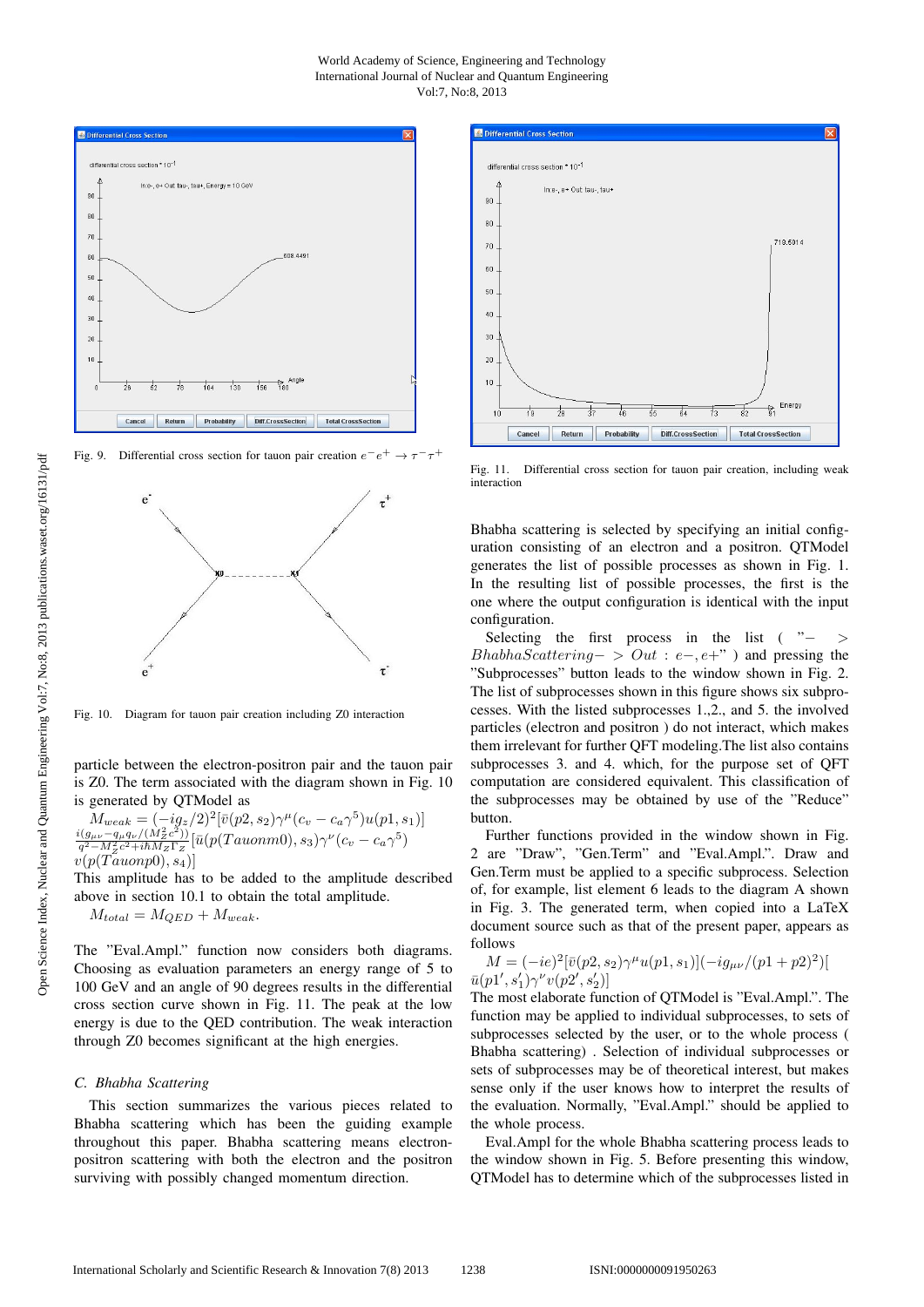Fig. 9. Differential cross section for tauon pair creation $e^-e^+ \to \tau^-\tau^+$

Fig. 10. Diagram for tauon pair creation including Z0 interaction

particle between the electron-positron pair and the tauon pair is Z0. The term associated with the diagram shown in Fig. 10 is generated by QTModel as

$$M_{weak} = (-ig_z/2)^2[\bar{v}(p2, s_2)\gamma^\mu(c_v - c_a\gamma^5)u(p1, s_1)] \frac{i(g_{\mu\nu} - q_\mu q_\nu/(M_Z^2 c^2))}{q^2 - M_Z^2 c^2 + i\hbar M_Z \Gamma_Z}[\bar{u}(p(Tauonm0), s_3)\gamma^\nu(c_v - c_a\gamma^5) v(p(Tauonp0), s_4)]$$

This amplitude has to be added to the amplitude described above in section 10.1 to obtain the total amplitude.

$$M_{total} = M_{QED} + M_{weak}.$$

The "Eval.Ampl." function now considers both diagrams. Choosing as evaluation parameters an energy range of 5 to 100 GeV and an angle of 90 degrees results in the differential cross section curve shown in Fig. 11. The peak at the low energy is due to the QED contribution. The weak interaction through Z0 becomes significant at the high energies.

### C. Bhabha Scattering

This section summarizes the various pieces related to Bhabha scattering which has been the guiding example throughout this paper. Bhabha scattering means electron-positron scattering with both the electron and the positron surviving with possibly changed momentum direction.

Fig. 11. Differential cross section for tauon pair creation, including weak interaction

Bhabha scattering is selected by specifying an initial configuration consisting of an electron and a positron. QTModel generates the list of possible processes as shown in Fig. 1. In the resulting list of possible processes, the first is the one where the output configuration is identical with the input configuration.

Selecting the first process in the list ( "$->$ $BhabhaScattering->Out: e-, e+$" ) and pressing the "Subprocesses" button leads to the window shown in Fig. 2. The list of subprocesses shown in this figure shows six subprocesses. With the listed subprocesses 1.,2., and 5. the involved particles (electron and positron ) do not interact, which makes them irrelevant for further QFT modeling.The list also contains subprocesses 3. and 4. which, for the purpose set of QFT computation are considered equivalent. This classification of the subprocesses may be obtained by use of the "Reduce" button.

Further functions provided in the window shown in Fig. 2 are "Draw", "Gen.Term" and "Eval.Ampl.". Draw and Gen.Term must be applied to a specific subprocess. Selection of, for example, list element 6 leads to the diagram A shown in Fig. 3. The generated term, when copied into a LaTeX document source such as that of the present paper, appears as follows

$$M = (-ie)^2[\bar{v}(p2, s_2)\gamma^\mu u(p1, s_1)](-ig_{\mu\nu}/(p1 + p2)^2)[\bar{u}(p1', s_1')\gamma^\nu v(p2', s_2')]$$

The most elaborate function of QTModel is "Eval.Ampl.". The function may be applied to individual subprocesses, to sets of subprocesses selected by the user, or to the whole process ( Bhabha scattering) . Selection of individual subprocesses or sets of subprocesses may be of theoretical interest, but makes sense only if the user knows how to interpret the results of the evaluation. Normally, "Eval.Ampl." should be applied to the whole process.

Eval.Ampl for the whole Bhabha scattering process leads to the window shown in Fig. 5. Before presenting this window, QTModel has to determine which of the subprocesses listed in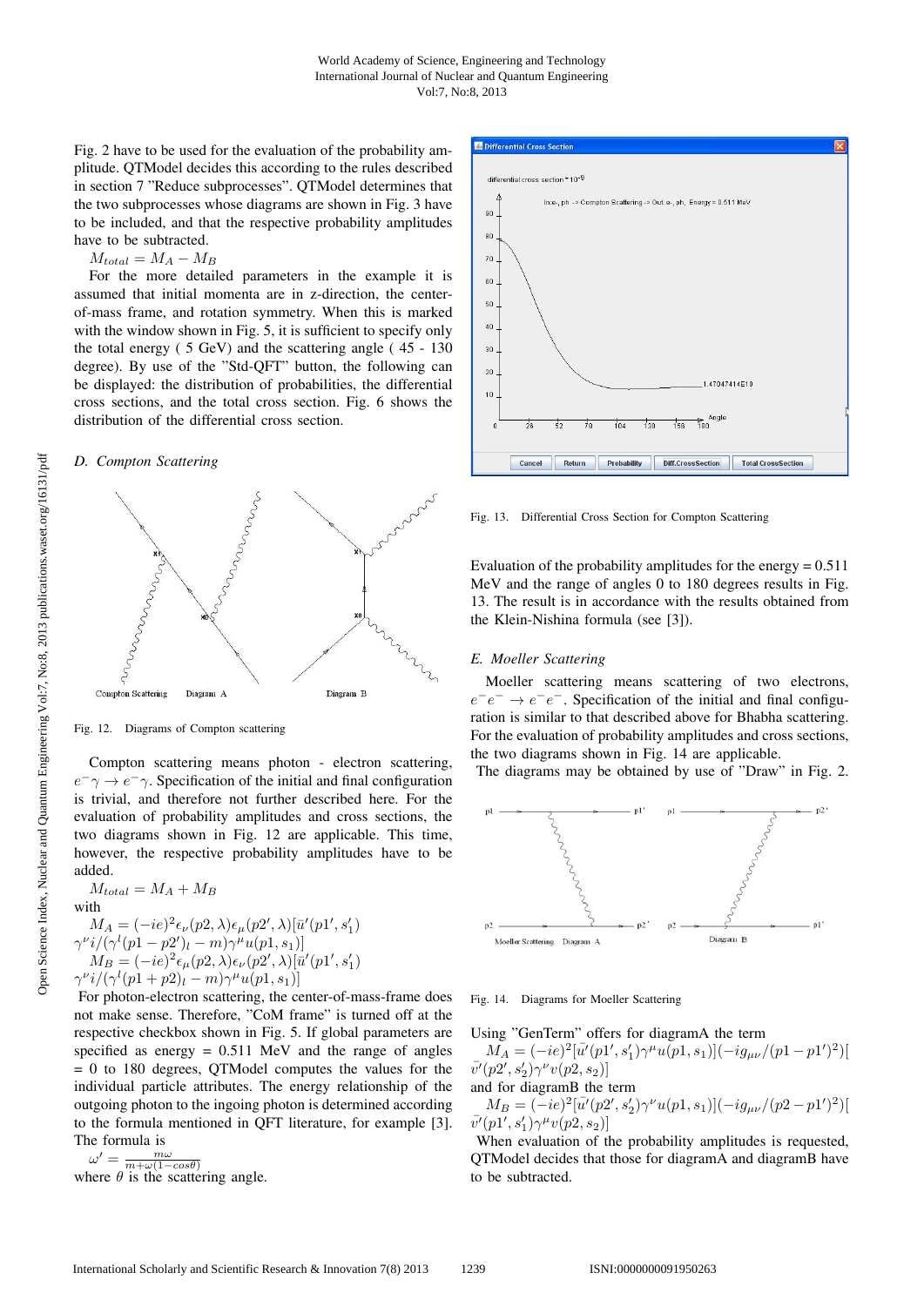Fig. 2 have to be used for the evaluation of the probability amplitude. QTModel decides this according to the rules described in section 7 "Reduce subprocesses". QTModel determines that the two subprocesses whose diagrams are shown in Fig. 3 have to be included, and that the respective probability amplitudes have to be subtracted.

$M_{total} = M_A - M_B$

For the more detailed parameters in the example it is assumed that initial momenta are in z-direction, the center-of-mass frame, and rotation symmetry. When this is marked with the window shown in Fig. 5, it is sufficient to specify only the total energy ( 5 GeV) and the scattering angle ( 45 - 130 degree). By use of the "Std-QFT" button, the following can be displayed: the distribution of probabilities, the differential cross sections, and the total cross section. Fig. 6 shows the distribution of the differential cross section.

### *D. Compton Scattering*

Fig. 12. Diagrams of Compton scattering

Compton scattering means photon - electron scattering, $e^{-}\gamma \rightarrow e^{-}\gamma$. Specification of the initial and final configuration is trivial, and therefore not further described here. For the evaluation of probability amplitudes and cross sections, the two diagrams shown in Fig. 12 are applicable. This time, however, the respective probability amplitudes have to be added.

$M_{total} = M_A + M_B$

with

$M_A = (-ie)^2\epsilon_\nu(p2,\lambda)\epsilon_\mu(p2',\lambda)[\bar{u}'(p1',s_1') \gamma^\nu i/(\gamma^l(p1-p2')_l - m)\gamma^\mu u(p1,s_1)]$

$M_B = (-ie)^2\epsilon_\mu(p2,\lambda)\epsilon_\nu(p2',\lambda)[\bar{u}'(p1',s_1') \gamma^\nu i/(\gamma^l(p1+p2)_l - m)\gamma^\mu u(p1,s_1)]$

For photon-electron scattering, the center-of-mass-frame does not make sense. Therefore, "CoM frame" is turned off at the respective checkbox shown in Fig. 5. If global parameters are specified as energy = 0.511 MeV and the range of angles = 0 to 180 degrees, QTModel computes the values for the individual particle attributes. The energy relationship of the outgoing photon to the ingoing photon is determined according to the formula mentioned in QFT literature, for example [3]. The formula is

$\omega' = \frac{m\omega}{m+\omega(1-cos\theta)}$

where $\theta$ is the scattering angle.

Fig. 13. Differential Cross Section for Compton Scattering

Evaluation of the probability amplitudes for the energy = 0.511 MeV and the range of angles 0 to 180 degrees results in Fig. 13. The result is in accordance with the results obtained from the Klein-Nishina formula (see [3]).

### *E. Moeller Scattering*

Moeller scattering means scattering of two electrons, $e^{-}e^{-} \rightarrow e^{-}e^{-}$. Specification of the initial and final configuration is similar to that described above for Bhabha scattering. For the evaluation of probability amplitudes and cross sections, the two diagrams shown in Fig. 14 are applicable.

The diagrams may be obtained by use of "Draw" in Fig. 2.

Fig. 14. Diagrams for Moeller Scattering

Using "GenTerm" offers for diagramA the term

$M_A = (-ie)^2[\bar{u}'(p1',s_1')\gamma^\mu u(p1,s_1)](-ig_{\mu\nu}/(p1-p1')^2)[\bar{v}'(p2',s_2')\gamma^\nu v(p2,s_2)]$

and for diagramB the term

$M_B = (-ie)^2[\bar{u}'(p2',s_2')\gamma^\nu u(p1,s_1)](-ig_{\mu\nu}/(p2-p1')^2)[\bar{v}'(p1',s_1')\gamma^\mu v(p2,s_2)]$

When evaluation of the probability amplitudes is requested, QTModel decides that those for diagramA and diagramB have to be subtracted.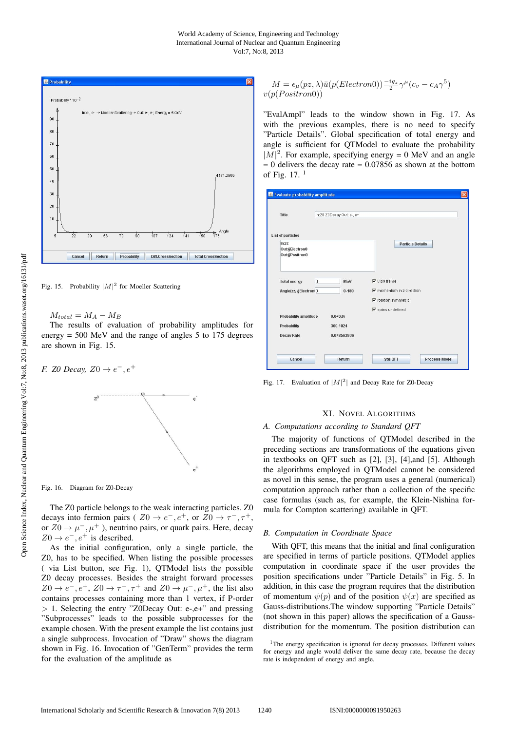Fig. 15. Probability $|M|^2$ for Moeller Scattering

$$M_{total} = M_A - M_B$$

The results of evaluation of probability amplitudes for energy = 500 MeV and the range of angles 5 to 175 degrees are shown in Fig. 15.

### F. Z0 Decay, $Z0 \rightarrow e^-, e^+$

Fig. 16. Diagram for Z0-Decay

The Z0 particle belongs to the weak interacting particles. Z0 decays into fermion pairs ( $Z0 \rightarrow e^-, e^+$, or $Z0 \rightarrow \tau^-, \tau^+$, or $Z0 \rightarrow \mu^-, \mu^+$ ), neutrino pairs, or quark pairs. Here, decay $Z0 \rightarrow e^-, e^+$ is described.

As the initial configuration, only a single particle, the Z0, has to be specified. When listing the possible processes ( via List button, see Fig. 1), QTModel lists the possible Z0 decay processes. Besides the straight forward processes $Z0 \rightarrow e^-, e^+$, $Z0 \rightarrow \tau^-, \tau^+$ and $Z0 \rightarrow \mu^-, \mu^+$, the list also contains processes containing more than 1 vertex, if P-order $> 1$. Selecting the entry "Z0Decay Out: e-,e+" and pressing "Subprocesses" leads to the possible subprocesses for the example chosen. With the present example the list contains just a single subprocess. Invocation of "Draw" shows the diagram shown in Fig. 16. Invocation of "GenTerm" provides the term for the evaluation of the amplitude as

$$M = \epsilon_\mu(pz, \lambda)\bar{u}(p(Electron0))\frac{-ig_z}{2}\gamma^\mu(c_v - c_A\gamma^5)$$
$$v(p(Positron0))$$

"EvalAmpl" leads to the window shown in Fig. 17. As with the previous examples, there is no need to specify "Particle Details". Global specification of total energy and angle is sufficient for QTModel to evaluate the probability $|M|^2$. For example, specifying energy = 0 MeV and an angle = 0 delivers the decay rate = 0.07856 as shown at the bottom of Fig. 17. [1]

Fig. 17. Evaluation of $|M|^2|$ and Decay Rate for Z0-Decay

## XI. Novel Algorithms

### A. Computations according to Standard QFT

The majority of functions of QTModel described in the preceding sections are transformations of the equations given in textbooks on QFT such as [2], [3], [4],and [5]. Although the algorithms employed in QTModel cannot be considered as novel in this sense, the program uses a general (numerical) computation approach rather than a collection of the specific case formulas (such as, for example, the Klein-Nishina formula for Compton scattering) available in QFT.

### B. Computation in Coordinate Space

With QFT, this means that the initial and final configuration are specified in terms of particle positions. QTModel applies computation in coordinate space if the user provides the position specifications under "Particle Details" in Fig. 5. In addition, in this case the program requires that the distribution of momentum $\psi(p)$ and of the position $\psi(x)$ are specified as Gauss-distributions.The window supporting "Particle Details" (not shown in this paper) allows the specification of a Gauss-distribution for the momentum. The position distribution can

[1] The energy specification is ignored for decay processes. Different values for energy and angle would deliver the same decay rate, because the decay rate is independent of energy and angle.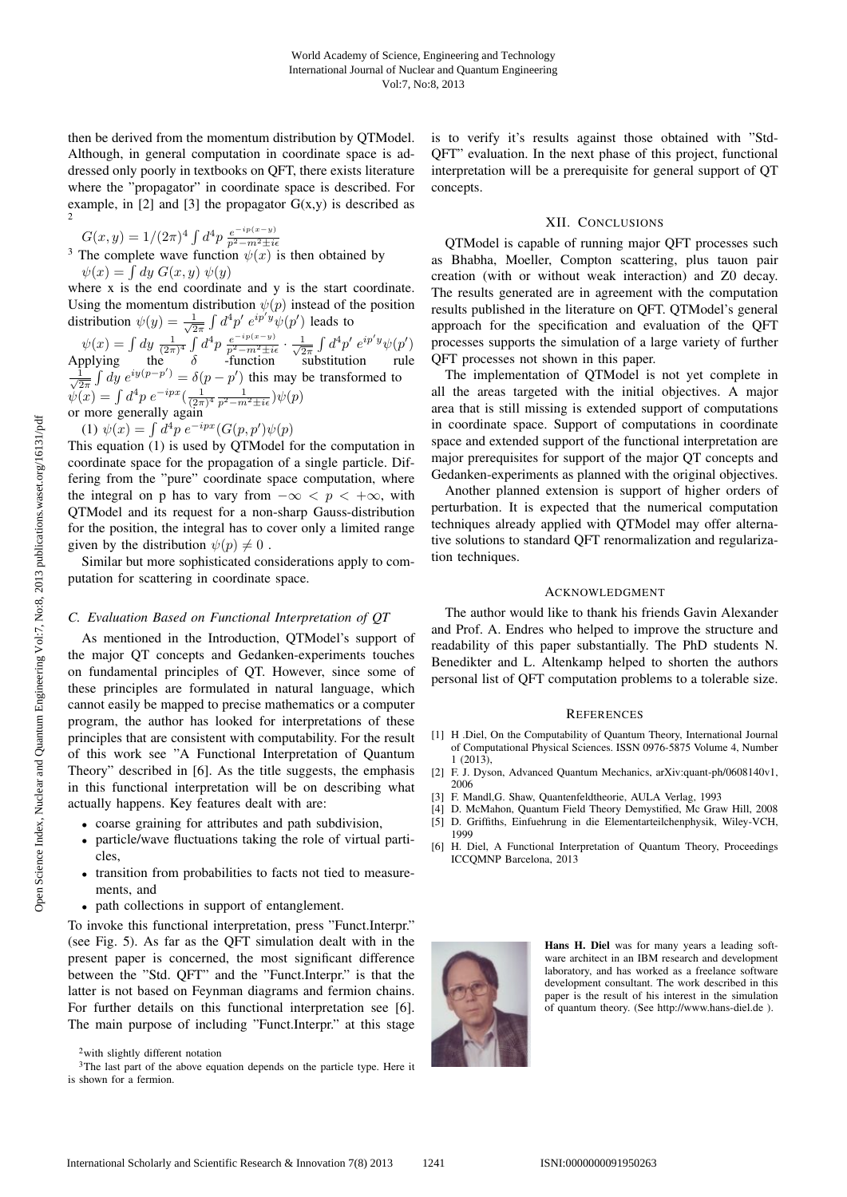then be derived from the momentum distribution by QTModel. Although, in general computation in coordinate space is addressed only poorly in textbooks on QFT, there exists literature where the "propagator" in coordinate space is described. For example, in [2] and [3] the propagator G(x,y) is described as [2]

$$G(x,y) = 1/(2\pi)^4 \int d^4p \, \frac{e^{-ip(x-y)}}{p^2 - m^2 \pm i\epsilon}$$

[3] The complete wave function $\psi(x)$ is then obtained by

$$\psi(x) = \int dy \; G(x,y) \; \psi(y)$$

where x is the end coordinate and y is the start coordinate. Using the momentum distribution $\psi(p)$ instead of the position distribution $\psi(y) = \frac{1}{\sqrt{2\pi}} \int d^4p' \; e^{ip'y} \psi(p')$ leads to

$$\psi(x) = \int dy \; \frac{1}{(2\pi)^4} \int d^4p \; \frac{e^{-ip(x-y)}}{p^2 - m^2 \pm i\epsilon} \cdot \frac{1}{\sqrt{2\pi}} \int d^4p' \; e^{ip'y} \psi(p')$$

Applying the $\delta$ -function substitution rule $\frac{1}{\sqrt{2\pi}} \int dy \; e^{iy(p-p')} = \delta(p-p')$ this may be transformed to

$$\psi(x) = \int d^4p \; e^{-ipx} \left(\frac{1}{(2\pi)^4} \frac{1}{p^2 - m^2 \pm i\epsilon}\right) \psi(p)$$

or more generally again

(1) $\psi(x) = \int d^4p \; e^{-ipx} (G(p,p') \psi(p)$

This equation (1) is used by QTModel for the computation in coordinate space for the propagation of a single particle. Differing from the "pure" coordinate space computation, where the integral on p has to vary from $-\infty < p < +\infty$, with QTModel and its request for a non-sharp Gauss-distribution for the position, the integral has to cover only a limited range given by the distribution $\psi(p) \neq 0$ .

Similar but more sophisticated considerations apply to computation for scattering in coordinate space.

### C. Evaluation Based on Functional Interpretation of QT

As mentioned in the Introduction, QTModel's support of the major QT concepts and Gedanken-experiments touches on fundamental principles of QT. However, since some of these principles are formulated in natural language, which cannot easily be mapped to precise mathematics or a computer program, the author has looked for interpretations of these principles that are consistent with computability. For the result of this work see "A Functional Interpretation of Quantum Theory" described in [6]. As the title suggests, the emphasis in this functional interpretation will be on describing what actually happens. Key features dealt with are:

- coarse graining for attributes and path subdivision,
- particle/wave fluctuations taking the role of virtual particles,
- transition from probabilities to facts not tied to measurements, and
- path collections in support of entanglement.

To invoke this functional interpretation, press "Funct.Interpr." (see Fig. 5). As far as the QFT simulation dealt with in the present paper is concerned, the most significant difference between the "Std. QFT" and the "Funct.Interpr." is that the latter is not based on Feynman diagrams and fermion chains. For further details on this functional interpretation see [6]. The main purpose of including "Funct.Interpr." at this stage is to verify it's results against those obtained with "Std-QFT" evaluation. In the next phase of this project, functional interpretation will be a prerequisite for general support of QT concepts.

[2]with slightly different notation

[3]The last part of the above equation depends on the particle type. Here it is shown for a fermion.

## XII. Conclusions

QTModel is capable of running major QFT processes such as Bhabha, Moeller, Compton scattering, plus tauon pair creation (with or without weak interaction) and Z0 decay. The results generated are in agreement with the computation results published in the literature on QFT. QTModel's general approach for the specification and evaluation of the QFT processes supports the simulation of a large variety of further QFT processes not shown in this paper.

The implementation of QTModel is not yet complete in all the areas targeted with the initial objectives. A major area that is still missing is extended support of computations in coordinate space. Support of computations in coordinate space and extended support of the functional interpretation are major prerequisites for support of the major QT concepts and Gedanken-experiments as planned with the original objectives.

Another planned extension is support of higher orders of perturbation. It is expected that the numerical computation techniques already applied with QTModel may offer alternative solutions to standard QFT renormalization and regularization techniques.

## Acknowledgment

The author would like to thank his friends Gavin Alexander and Prof. A. Endres who helped to improve the structure and readability of this paper substantially. The PhD students N. Benedikter and L. Altenkamp helped to shorten the authors personal list of QFT computation problems to a tolerable size.

## References

[1] H .Diel, On the Computability of Quantum Theory, International Journal of Computational Physical Sciences. ISSN 0976-5875 Volume 4, Number 1 (2013),

[2] F. J. Dyson, Advanced Quantum Mechanics, arXiv:quant-ph/0608140v1, 2006

[3] F. Mandl,G. Shaw, Quantenfeldtheorie, AULA Verlag, 1993

[4] D. McMahon, Quantum Field Theory Demystified, Mc Graw Hill, 2008

[5] D. Griffiths, Einfuehrung in die Elementarteilchenphysik, Wiley-VCH, 1999

[6] H. Diel, A Functional Interpretation of Quantum Theory, Proceedings ICCQMNP Barcelona, 2013

**Hans H. Diel** was for many years a leading software architect in an IBM research and development laboratory, and has worked as a freelance software development consultant. The work described in this paper is the result of his interest in the simulation of quantum theory. (See http://www.hans-diel.de ).